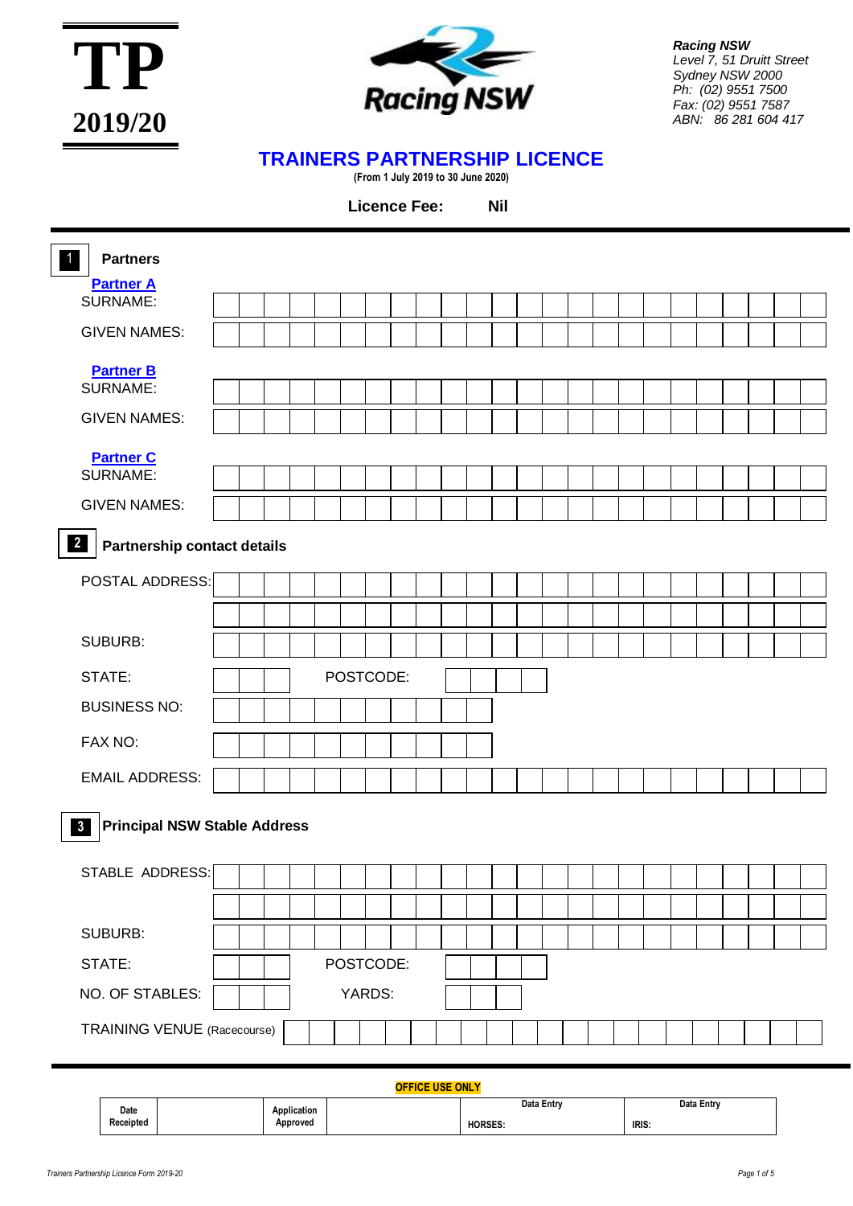**TP**

**2019/20**

*Racing NSW*
*Level 7, 51 Druitt Street*
*Sydney NSW 2000*
*Ph: (02) 9551 7500*
*Fax: (02) 9551 7587*
*ABN: 86 281 604 417*

# TRAINERS PARTNERSHIP LICENCE

**(From 1 July 2019 to 30 June 2020)**

**Licence Fee: Nil**

## 1 Partners

**Partner A**

SURNAME:

GIVEN NAMES:

**Partner B**

SURNAME:

GIVEN NAMES:

**Partner C**

SURNAME:

GIVEN NAMES:

## 2 Partnership contact details

POSTAL ADDRESS:

SUBURB:

STATE: POSTCODE:

BUSINESS NO:

FAX NO:

EMAIL ADDRESS:

## 3 Principal NSW Stable Address

STABLE ADDRESS:

SUBURB:

STATE: POSTCODE:

NO. OF STABLES: YARDS:

TRAINING VENUE (Racecourse)

**OFFICE USE ONLY**

| Date Receipted | | Application Approved | | Data Entry HORSES: | Data Entry IRIS: |
|---|---|---|---|---|---|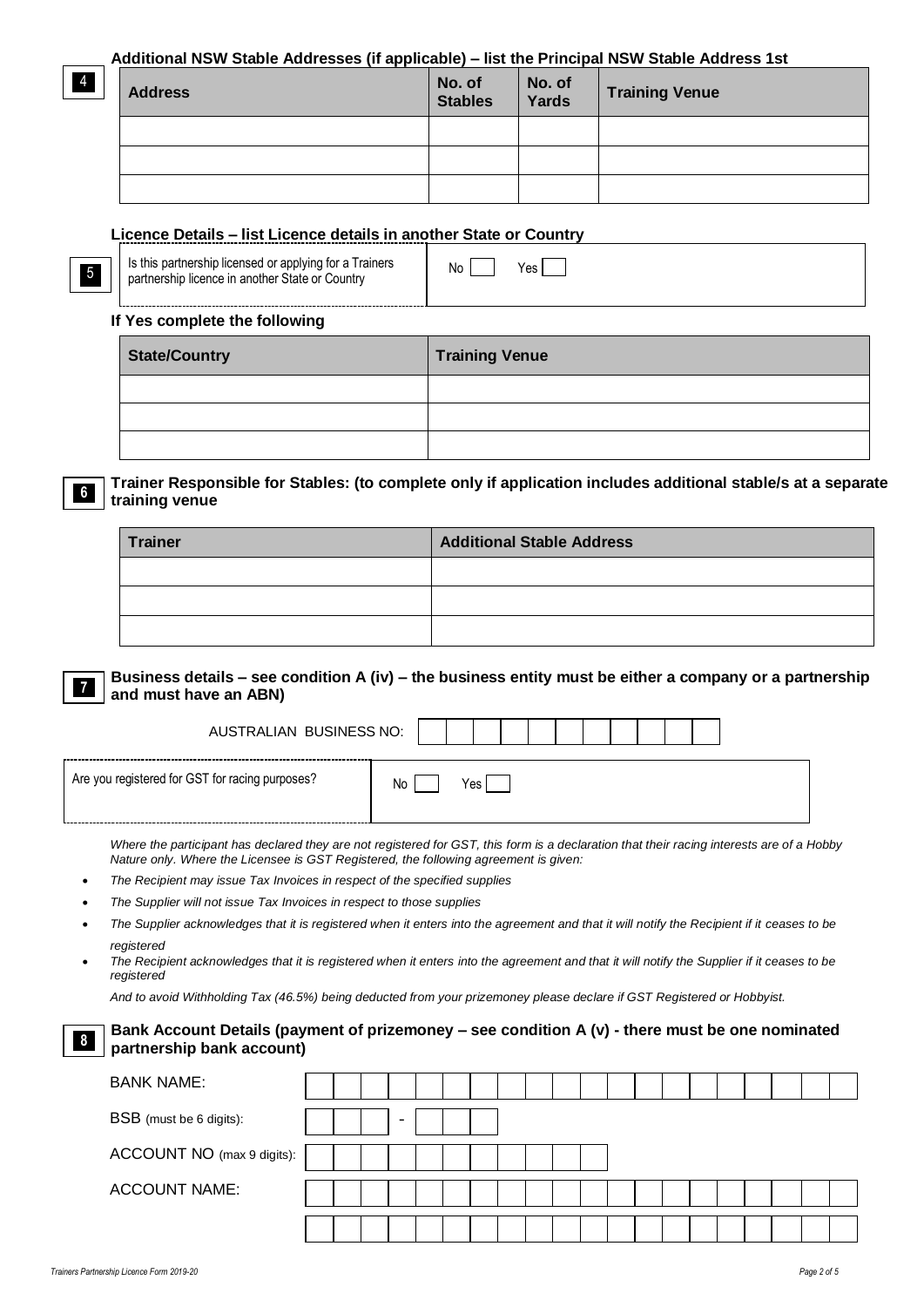**4** **Additional NSW Stable Addresses (if applicable) – list the Principal NSW Stable Address 1st**

| Address | No. of Stables | No. of Yards | Training Venue |
|---|---|---|---|
| | | | |
| | | | |
| | | | |

**Licence Details – list Licence details in another State or Country**

**5**

| Is this partnership licensed or applying for a Trainers partnership licence in another State or Country | No ☐ Yes ☐ |
|---|---|

**If Yes complete the following**

| State/Country | Training Venue |
|---|---|
| | |
| | |
| | |

**6** **Trainer Responsible for Stables: (to complete only if application includes additional stable/s at a separate training venue**

| Trainer | Additional Stable Address |
|---|---|
| | |
| | |
| | |

**7** **Business details – see condition A (iv) – the business entity must be either a company or a partnership and must have an ABN)**

AUSTRALIAN BUSINESS NO: ☐☐☐☐☐☐☐☐☐☐☐

| Are you registered for GST for racing purposes? | No ☐ Yes ☐ |
|---|---|

*Where the participant has declared they are not registered for GST, this form is a declaration that their racing interests are of a Hobby Nature only. Where the Licensee is GST Registered, the following agreement is given:*

- *The Recipient may issue Tax Invoices in respect of the specified supplies*
- *The Supplier will not issue Tax Invoices in respect to those supplies*
- *The Supplier acknowledges that it is registered when it enters into the agreement and that it will notify the Recipient if it ceases to be registered*
- *The Recipient acknowledges that it is registered when it enters into the agreement and that it will notify the Supplier if it ceases to be registered*

*And to avoid Withholding Tax (46.5%) being deducted from your prizemoney please declare if GST Registered or Hobbyist.*

**8** **Bank Account Details (payment of prizemoney – see condition A (v) - there must be one nominated partnership bank account)**

BANK NAME: ☐☐☐☐☐☐☐☐☐☐☐☐☐☐☐☐☐☐☐☐

BSB (must be 6 digits): ☐☐☐ - ☐☐☐

ACCOUNT NO (max 9 digits): ☐☐☐☐☐☐☐☐☐☐☐

ACCOUNT NAME: ☐☐☐☐☐☐☐☐☐☐☐☐☐☐☐☐☐☐☐☐

☐☐☐☐☐☐☐☐☐☐☐☐☐☐☐☐☐☐☐☐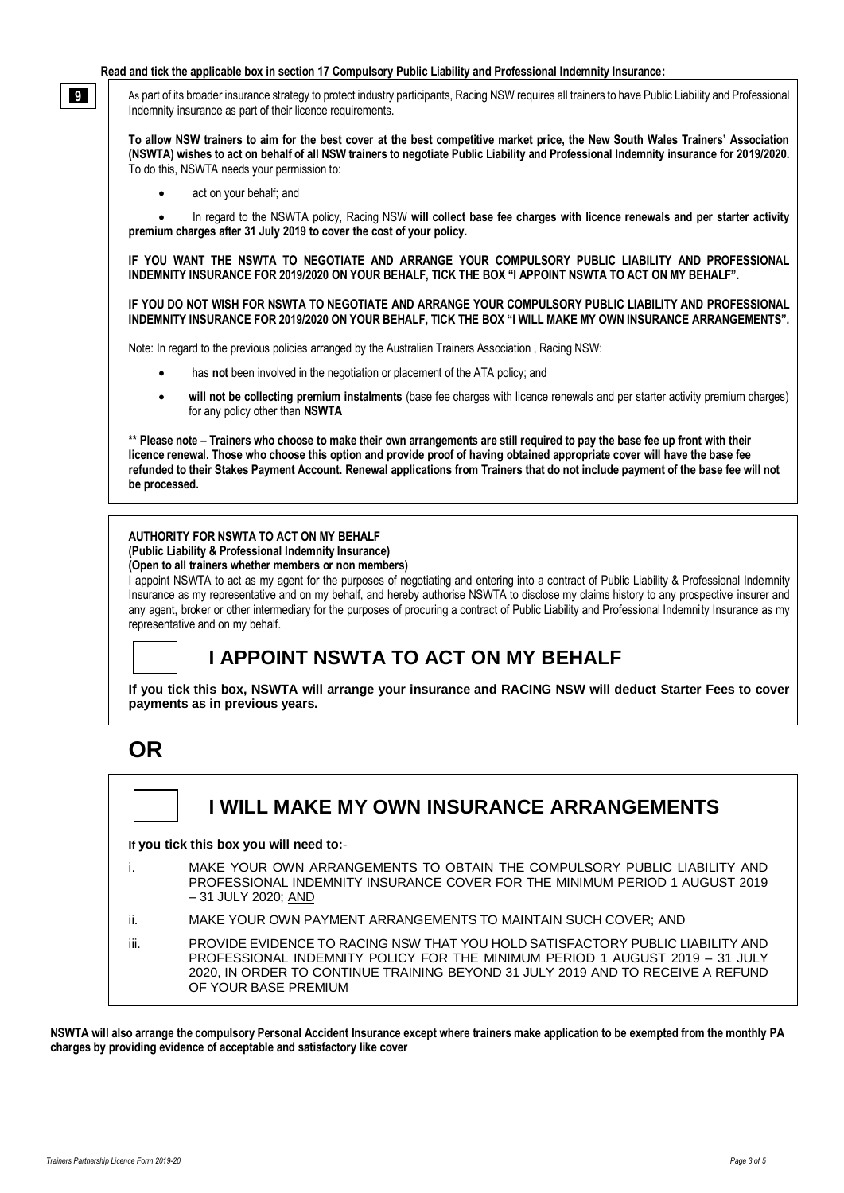**Read and tick the applicable box in section 17 Compulsory Public Liability and Professional Indemnity Insurance:**

**9**

As part of its broader insurance strategy to protect industry participants, Racing NSW requires all trainers to have Public Liability and Professional Indemnity insurance as part of their licence requirements.

**To allow NSW trainers to aim for the best cover at the best competitive market price, the New South Wales Trainers' Association (NSWTA) wishes to act on behalf of all NSW trainers to negotiate Public Liability and Professional Indemnity insurance for 2019/2020.** To do this, NSWTA needs your permission to:

- act on your behalf; and
- In regard to the NSWTA policy, Racing NSW **will collect base fee charges with licence renewals and per starter activity premium charges after 31 July 2019 to cover the cost of your policy.**

**IF YOU WANT THE NSWTA TO NEGOTIATE AND ARRANGE YOUR COMPULSORY PUBLIC LIABILITY AND PROFESSIONAL INDEMNITY INSURANCE FOR 2019/2020 ON YOUR BEHALF, TICK THE BOX "I APPOINT NSWTA TO ACT ON MY BEHALF".**

**IF YOU DO NOT WISH FOR NSWTA TO NEGOTIATE AND ARRANGE YOUR COMPULSORY PUBLIC LIABILITY AND PROFESSIONAL INDEMNITY INSURANCE FOR 2019/2020 ON YOUR BEHALF, TICK THE BOX "I WILL MAKE MY OWN INSURANCE ARRANGEMENTS".**

Note: In regard to the previous policies arranged by the Australian Trainers Association , Racing NSW:

- has **not** been involved in the negotiation or placement of the ATA policy; and
- **will not be collecting premium instalments** (base fee charges with licence renewals and per starter activity premium charges) for any policy other than **NSWTA**

**\*\* Please note – Trainers who choose to make their own arrangements are still required to pay the base fee up front with their licence renewal. Those who choose this option and provide proof of having obtained appropriate cover will have the base fee refunded to their Stakes Payment Account. Renewal applications from Trainers that do not include payment of the base fee will not be processed.**

**AUTHORITY FOR NSWTA TO ACT ON MY BEHALF**
**(Public Liability & Professional Indemnity Insurance)**
**(Open to all trainers whether members or non members)**

I appoint NSWTA to act as my agent for the purposes of negotiating and entering into a contract of Public Liability & Professional Indemnity Insurance as my representative and on my behalf, and hereby authorise NSWTA to disclose my claims history to any prospective insurer and any agent, broker or other intermediary for the purposes of procuring a contract of Public Liability and Professional Indemnity Insurance as my representative and on my behalf.

☐ **I APPOINT NSWTA TO ACT ON MY BEHALF**

**If you tick this box, NSWTA will arrange your insurance and RACING NSW will deduct Starter Fees to cover payments as in previous years.**

## OR

☐ **I WILL MAKE MY OWN INSURANCE ARRANGEMENTS**

**If you tick this box you will need to:**-

i. MAKE YOUR OWN ARRANGEMENTS TO OBTAIN THE COMPULSORY PUBLIC LIABILITY AND PROFESSIONAL INDEMNITY INSURANCE COVER FOR THE MINIMUM PERIOD 1 AUGUST 2019 – 31 JULY 2020; AND

ii. MAKE YOUR OWN PAYMENT ARRANGEMENTS TO MAINTAIN SUCH COVER; AND

iii. PROVIDE EVIDENCE TO RACING NSW THAT YOU HOLD SATISFACTORY PUBLIC LIABILITY AND PROFESSIONAL INDEMNITY POLICY FOR THE MINIMUM PERIOD 1 AUGUST 2019 – 31 JULY 2020, IN ORDER TO CONTINUE TRAINING BEYOND 31 JULY 2019 AND TO RECEIVE A REFUND OF YOUR BASE PREMIUM

**NSWTA will also arrange the compulsory Personal Accident Insurance except where trainers make application to be exempted from the monthly PA charges by providing evidence of acceptable and satisfactory like cover**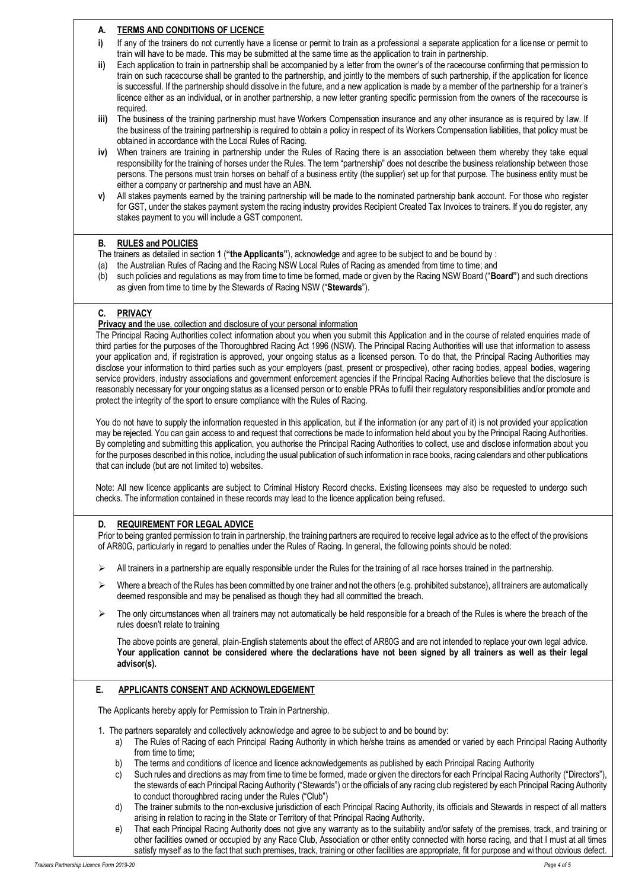## A. TERMS AND CONDITIONS OF LICENCE

**i)** If any of the trainers do not currently have a license or permit to train as a professional a separate application for a license or permit to train will have to be made. This may be submitted at the same time as the application to train in partnership.

**ii)** Each application to train in partnership shall be accompanied by a letter from the owner's of the racecourse confirming that permission to train on such racecourse shall be granted to the partnership, and jointly to the members of such partnership, if the application for licence is successful. If the partnership should dissolve in the future, and a new application is made by a member of the partnership for a trainer's licence either as an individual, or in another partnership, a new letter granting specific permission from the owners of the racecourse is required.

**iii)** The business of the training partnership must have Workers Compensation insurance and any other insurance as is required by law. If the business of the training partnership is required to obtain a policy in respect of its Workers Compensation liabilities, that policy must be obtained in accordance with the Local Rules of Racing.

**iv)** When trainers are training in partnership under the Rules of Racing there is an association between them whereby they take equal responsibility for the training of horses under the Rules. The term "partnership" does not describe the business relationship between those persons. The persons must train horses on behalf of a business entity (the supplier) set up for that purpose. The business entity must be either a company or partnership and must have an ABN.

**v)** All stakes payments earned by the training partnership will be made to the nominated partnership bank account. For those who register for GST, under the stakes payment system the racing industry provides Recipient Created Tax Invoices to trainers. If you do register, any stakes payment to you will include a GST component.

## B. RULES and POLICIES

The trainers as detailed in section **1** (**"the Applicants"**), acknowledge and agree to be subject to and be bound by :

(a) the Australian Rules of Racing and the Racing NSW Local Rules of Racing as amended from time to time; and

(b) such policies and regulations as may from time to time be formed, made or given by the Racing NSW Board ("**Board"**) and such directions as given from time to time by the Stewards of Racing NSW ("**Stewards**").

## C. PRIVACY

**Privacy and** the use, collection and disclosure of your personal information

The Principal Racing Authorities collect information about you when you submit this Application and in the course of related enquiries made of third parties for the purposes of the Thoroughbred Racing Act 1996 (NSW). The Principal Racing Authorities will use that information to assess your application and, if registration is approved, your ongoing status as a licensed person. To do that, the Principal Racing Authorities may disclose your information to third parties such as your employers (past, present or prospective), other racing bodies, appeal bodies, wagering service providers, industry associations and government enforcement agencies if the Principal Racing Authorities believe that the disclosure is reasonably necessary for your ongoing status as a licensed person or to enable PRAs to fulfil their regulatory responsibilities and/or promote and protect the integrity of the sport to ensure compliance with the Rules of Racing.

You do not have to supply the information requested in this application, but if the information (or any part of it) is not provided your application may be rejected. You can gain access to and request that corrections be made to information held about you by the Principal Racing Authorities. By completing and submitting this application, you authorise the Principal Racing Authorities to collect, use and disclose information about you for the purposes described in this notice, including the usual publication of such information in race books, racing calendars and other publications that can include (but are not limited to) websites.

Note: All new licence applicants are subject to Criminal History Record checks. Existing licensees may also be requested to undergo such checks. The information contained in these records may lead to the licence application being refused.

## D. REQUIREMENT FOR LEGAL ADVICE

Prior to being granted permission to train in partnership, the training partners are required to receive legal advice as to the effect of the provisions of AR80G, particularly in regard to penalties under the Rules of Racing. In general, the following points should be noted:

- All trainers in a partnership are equally responsible under the Rules for the training of all race horses trained in the partnership.
- Where a breach of the Rules has been committed by one trainer and not the others (e.g. prohibited substance), all trainers are automatically deemed responsible and may be penalised as though they had all committed the breach.
- The only circumstances when all trainers may not automatically be held responsible for a breach of the Rules is where the breach of the rules doesn't relate to training

The above points are general, plain-English statements about the effect of AR80G and are not intended to replace your own legal advice. **Your application cannot be considered where the declarations have not been signed by all trainers as well as their legal advisor(s).**

## E. APPLICANTS CONSENT AND ACKNOWLEDGEMENT

The Applicants hereby apply for Permission to Train in Partnership.

1. The partners separately and collectively acknowledge and agree to be subject to and be bound by:
   a) The Rules of Racing of each Principal Racing Authority in which he/she trains as amended or varied by each Principal Racing Authority from time to time;
   b) The terms and conditions of licence and licence acknowledgements as published by each Principal Racing Authority
   c) Such rules and directions as may from time to time be formed, made or given the directors for each Principal Racing Authority ("Directors"), the stewards of each Principal Racing Authority ("Stewards") or the officials of any racing club registered by each Principal Racing Authority to conduct thoroughbred racing under the Rules ("Club")
   d) The trainer submits to the non-exclusive jurisdiction of each Principal Racing Authority, its officials and Stewards in respect of all matters arising in relation to racing in the State or Territory of that Principal Racing Authority.
   e) That each Principal Racing Authority does not give any warranty as to the suitability and/or safety of the premises, track, and training or other facilities owned or occupied by any Race Club, Association or other entity connected with horse racing, and that I must at all times satisfy myself as to the fact that such premises, track, training or other facilities are appropriate, fit for purpose and without obvious defect.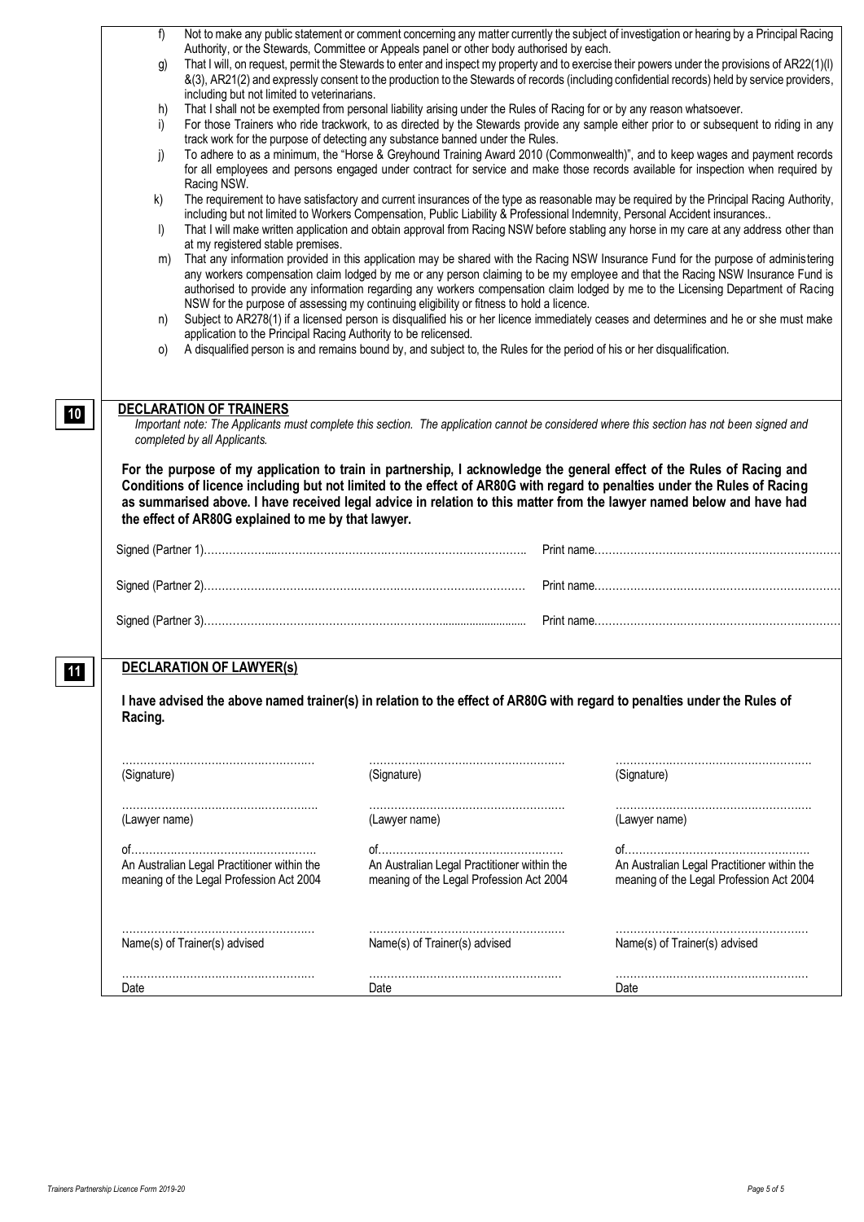f) Not to make any public statement or comment concerning any matter currently the subject of investigation or hearing by a Principal Racing Authority, or the Stewards, Committee or Appeals panel or other body authorised by each.

g) That I will, on request, permit the Stewards to enter and inspect my property and to exercise their powers under the provisions of AR22(1)(l) &(3), AR21(2) and expressly consent to the production to the Stewards of records (including confidential records) held by service providers, including but not limited to veterinarians.

h) That I shall not be exempted from personal liability arising under the Rules of Racing for or by any reason whatsoever.

i) For those Trainers who ride trackwork, to as directed by the Stewards provide any sample either prior to or subsequent to riding in any track work for the purpose of detecting any substance banned under the Rules.

j) To adhere to as a minimum, the "Horse & Greyhound Training Award 2010 (Commonwealth)", and to keep wages and payment records for all employees and persons engaged under contract for service and make those records available for inspection when required by Racing NSW.

k) The requirement to have satisfactory and current insurances of the type as reasonable may be required by the Principal Racing Authority, including but not limited to Workers Compensation, Public Liability & Professional Indemnity, Personal Accident insurances..

l) That I will make written application and obtain approval from Racing NSW before stabling any horse in my care at any address other than at my registered stable premises.

m) That any information provided in this application may be shared with the Racing NSW Insurance Fund for the purpose of administering any workers compensation claim lodged by me or any person claiming to be my employee and that the Racing NSW Insurance Fund is authorised to provide any information regarding any workers compensation claim lodged by me to the Licensing Department of Racing NSW for the purpose of assessing my continuing eligibility or fitness to hold a licence.

n) Subject to AR278(1) if a licensed person is disqualified his or her licence immediately ceases and determines and he or she must make application to the Principal Racing Authority to be relicensed.

o) A disqualified person is and remains bound by, and subject to, the Rules for the period of his or her disqualification.

## 10 DECLARATION OF TRAINERS

*Important note: The Applicants must complete this section. The application cannot be considered where this section has not been signed and completed by all Applicants.*

**For the purpose of my application to train in partnership, I acknowledge the general effect of the Rules of Racing and Conditions of licence including but not limited to the effect of AR80G with regard to penalties under the Rules of Racing as summarised above. I have received legal advice in relation to this matter from the lawyer named below and have had the effect of AR80G explained to me by that lawyer.**

Signed (Partner 1)………………………………………………………… Print name…………………………………………………

Signed (Partner 2)………………………………………………………… Print name…………………………………………………

Signed (Partner 3)………………………………………………………… Print name…………………………………………………

## 11 DECLARATION OF LAWYER(s)

**I have advised the above named trainer(s) in relation to the effect of AR80G with regard to penalties under the Rules of Racing.**

| | | |
|---|---|---|
| ………………………… (Signature) | ………………………… (Signature) | ………………………… (Signature) |
| ………………………… (Lawyer name) | ………………………… (Lawyer name) | ………………………… (Lawyer name) |
| of………………………… An Australian Legal Practitioner within the meaning of the Legal Profession Act 2004 | of………………………… An Australian Legal Practitioner within the meaning of the Legal Profession Act 2004 | of………………………… An Australian Legal Practitioner within the meaning of the Legal Profession Act 2004 |
| ………………………… Name(s) of Trainer(s) advised | ………………………… Name(s) of Trainer(s) advised | ………………………… Name(s) of Trainer(s) advised |
| ………………………… Date | ………………………… Date | ………………………… Date |